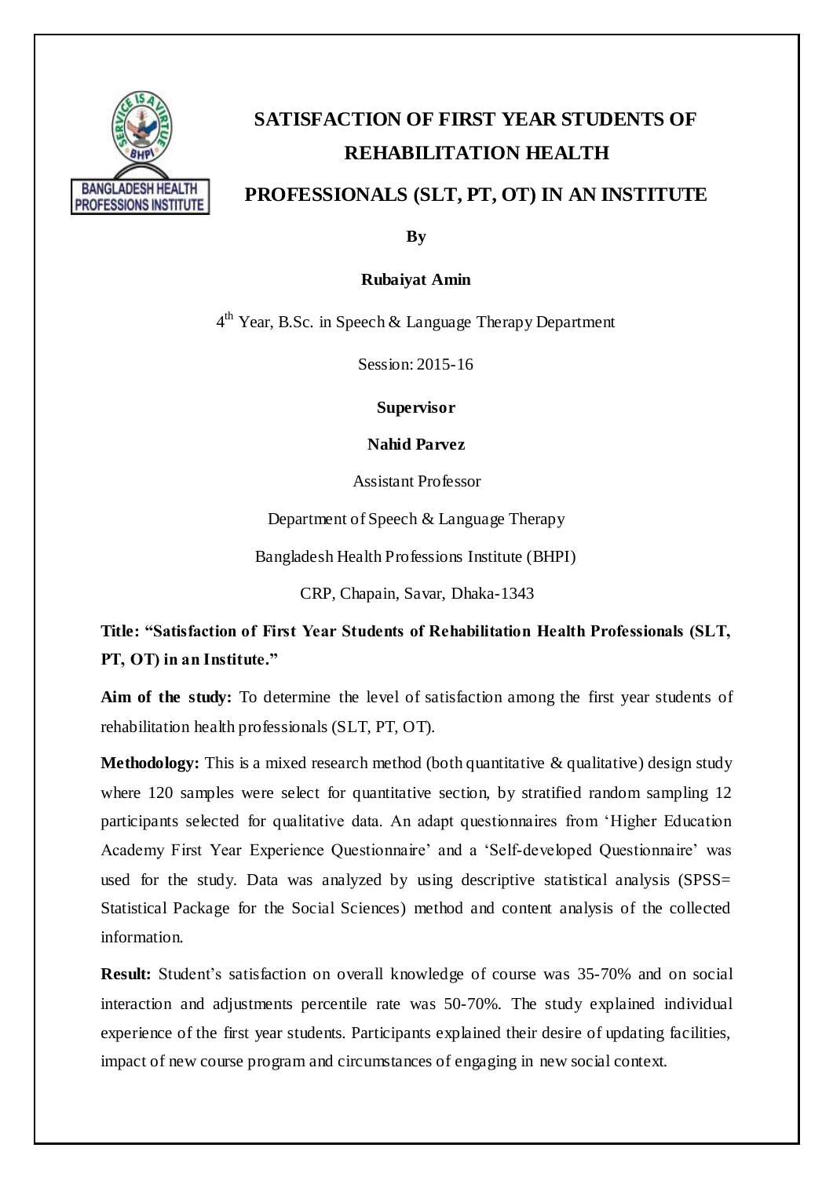# SATISFACTION OF FIRST YEAR STUDENTS OF REHABILITATION HEALTH PROFESSIONALS (SLT, PT, OT) IN AN INSTITUTE

**By**

**Rubaiyat Amin**

4th Year, B.Sc. in Speech & Language Therapy Department

Session: 2015-16

**Supervisor**

**Nahid Parvez**

Assistant Professor

Department of Speech & Language Therapy

Bangladesh Health Professions Institute (BHPI)

CRP, Chapain, Savar, Dhaka-1343

**Title: "Satisfaction of First Year Students of Rehabilitation Health Professionals (SLT, PT, OT) in an Institute."**

**Aim of the study:** To determine the level of satisfaction among the first year students of rehabilitation health professionals (SLT, PT, OT).

**Methodology:** This is a mixed research method (both quantitative & qualitative) design study where 120 samples were select for quantitative section, by stratified random sampling 12 participants selected for qualitative data. An adapt questionnaires from 'Higher Education Academy First Year Experience Questionnaire' and a 'Self-developed Questionnaire' was used for the study. Data was analyzed by using descriptive statistical analysis (SPSS= Statistical Package for the Social Sciences) method and content analysis of the collected information.

**Result:** Student's satisfaction on overall knowledge of course was 35-70% and on social interaction and adjustments percentile rate was 50-70%. The study explained individual experience of the first year students. Participants explained their desire of updating facilities, impact of new course program and circumstances of engaging in new social context.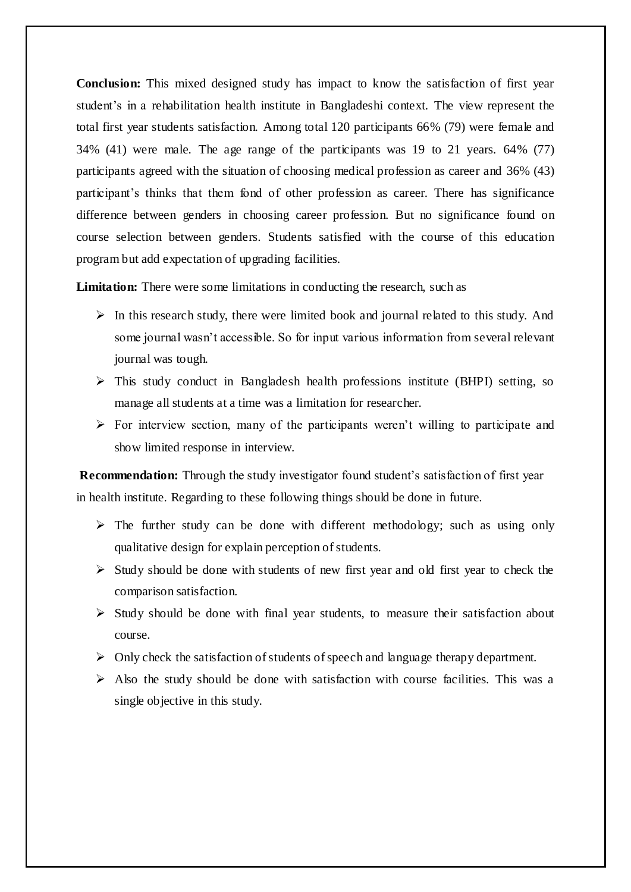**Conclusion:** This mixed designed study has impact to know the satisfaction of first year student's in a rehabilitation health institute in Bangladeshi context. The view represent the total first year students satisfaction. Among total 120 participants 66% (79) were female and 34% (41) were male. The age range of the participants was 19 to 21 years. 64% (77) participants agreed with the situation of choosing medical profession as career and 36% (43) participant's thinks that them fond of other profession as career. There has significance difference between genders in choosing career profession. But no significance found on course selection between genders. Students satisfied with the course of this education program but add expectation of upgrading facilities.

**Limitation:** There were some limitations in conducting the research, such as

- In this research study, there were limited book and journal related to this study. And some journal wasn't accessible. So for input various information from several relevant journal was tough.
- This study conduct in Bangladesh health professions institute (BHPI) setting, so manage all students at a time was a limitation for researcher.
- For interview section, many of the participants weren't willing to participate and show limited response in interview.

**Recommendation:** Through the study investigator found student's satisfaction of first year in health institute. Regarding to these following things should be done in future.

- The further study can be done with different methodology; such as using only qualitative design for explain perception of students.
- Study should be done with students of new first year and old first year to check the comparison satisfaction.
- Study should be done with final year students, to measure their satisfaction about course.
- Only check the satisfaction of students of speech and language therapy department.
- Also the study should be done with satisfaction with course facilities. This was a single objective in this study.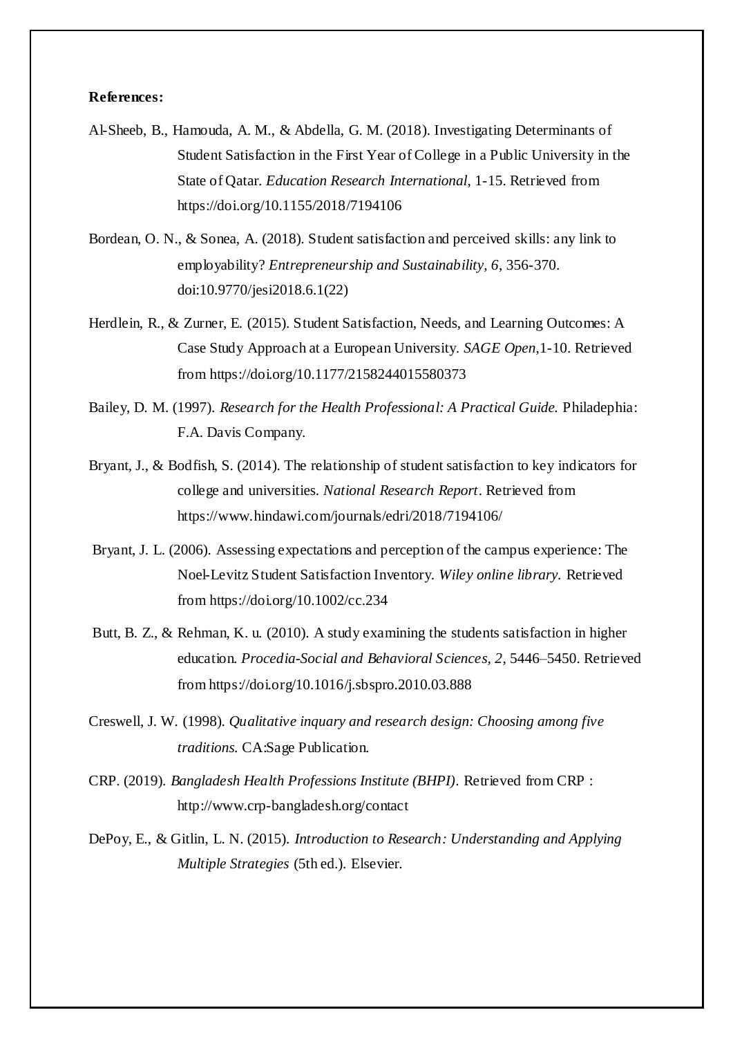**References:**

Al-Sheeb, B., Hamouda, A. M., & Abdella, G. M. (2018). Investigating Determinants of Student Satisfaction in the First Year of College in a Public University in the State of Qatar. *Education Research International*, 1-15. Retrieved from https://doi.org/10.1155/2018/7194106

Bordean, O. N., & Sonea, A. (2018). Student satisfaction and perceived skills: any link to employability? *Entrepreneurship and Sustainability*, *6*, 356-370. doi:10.9770/jesi2018.6.1(22)

Herdlein, R., & Zurner, E. (2015). Student Satisfaction, Needs, and Learning Outcomes: A Case Study Approach at a European University. *SAGE Open*,1-10. Retrieved from https://doi.org/10.1177/2158244015580373

Bailey, D. M. (1997). *Research for the Health Professional: A Practical Guide.* Philadephia: F.A. Davis Company.

Bryant, J., & Bodfish, S. (2014). The relationship of student satisfaction to key indicators for college and universities. *National Research Report*. Retrieved from https://www.hindawi.com/journals/edri/2018/7194106/

Bryant, J. L. (2006). Assessing expectations and perception of the campus experience: The Noel-Levitz Student Satisfaction Inventory. *Wiley online library.* Retrieved from https://doi.org/10.1002/cc.234

Butt, B. Z., & Rehman, K. u. (2010). A study examining the students satisfaction in higher education. *Procedia-Social and Behavioral Sciences*, *2*, 5446–5450. Retrieved from https://doi.org/10.1016/j.sbspro.2010.03.888

Creswell, J. W. (1998). *Qualitative inquary and research design: Choosing among five traditions.* CA:Sage Publication.

CRP. (2019). *Bangladesh Health Professions Institute (BHPI)*. Retrieved from CRP : http://www.crp-bangladesh.org/contact

DePoy, E., & Gitlin, L. N. (2015). *Introduction to Research: Understanding and Applying Multiple Strategies* (5th ed.). Elsevier.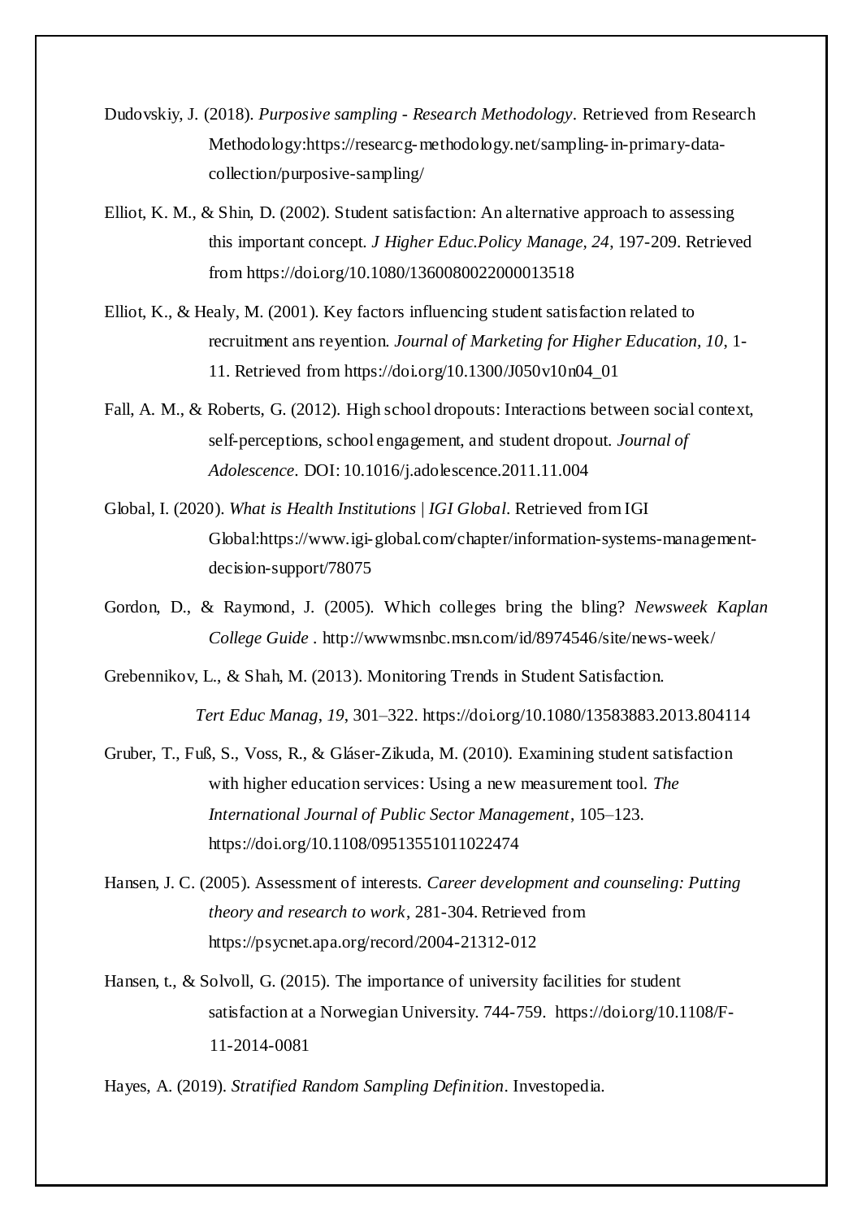Dudovskiy, J. (2018). *Purposive sampling - Research Methodology*. Retrieved from Research Methodology:https://researcg-methodology.net/sampling-in-primary-data-collection/purposive-sampling/

Elliot, K. M., & Shin, D. (2002). Student satisfaction: An alternative approach to assessing this important concept. *J Higher Educ.Policy Manage, 24*, 197-209. Retrieved from https://doi.org/10.1080/1360080022000013518

Elliot, K., & Healy, M. (2001). Key factors influencing student satisfaction related to recruitment ans reyention. *Journal of Marketing for Higher Education, 10*, 1-11. Retrieved from https://doi.org/10.1300/J050v10n04_01

Fall, A. M., & Roberts, G. (2012). High school dropouts: Interactions between social context, self-perceptions, school engagement, and student dropout. *Journal of Adolescence*. DOI: 10.1016/j.adolescence.2011.11.004

Global, I. (2020). *What is Health Institutions | IGI Global*. Retrieved from IGI Global:https://www.igi-global.com/chapter/information-systems-management-decision-support/78075

Gordon, D., & Raymond, J. (2005). Which colleges bring the bling? *Newsweek Kaplan College Guide* . http://wwwmsnbc.msn.com/id/8974546/site/news-week/

Grebennikov, L., & Shah, M. (2013). Monitoring Trends in Student Satisfaction. *Tert Educ Manag, 19*, 301–322. https://doi.org/10.1080/13583883.2013.804114

Gruber, T., Fuß, S., Voss, R., & Gláser-Zikuda, M. (2010). Examining student satisfaction with higher education services: Using a new measurement tool. *The International Journal of Public Sector Management*, 105–123. https://doi.org/10.1108/09513551011022474

Hansen, J. C. (2005). Assessment of interests. *Career development and counseling: Putting theory and research to work*, 281-304. Retrieved from https://psycnet.apa.org/record/2004-21312-012

Hansen, t., & Solvoll, G. (2015). The importance of university facilities for student satisfaction at a Norwegian University. 744-759. https://doi.org/10.1108/F-11-2014-0081

Hayes, A. (2019). *Stratified Random Sampling Definition*. Investopedia.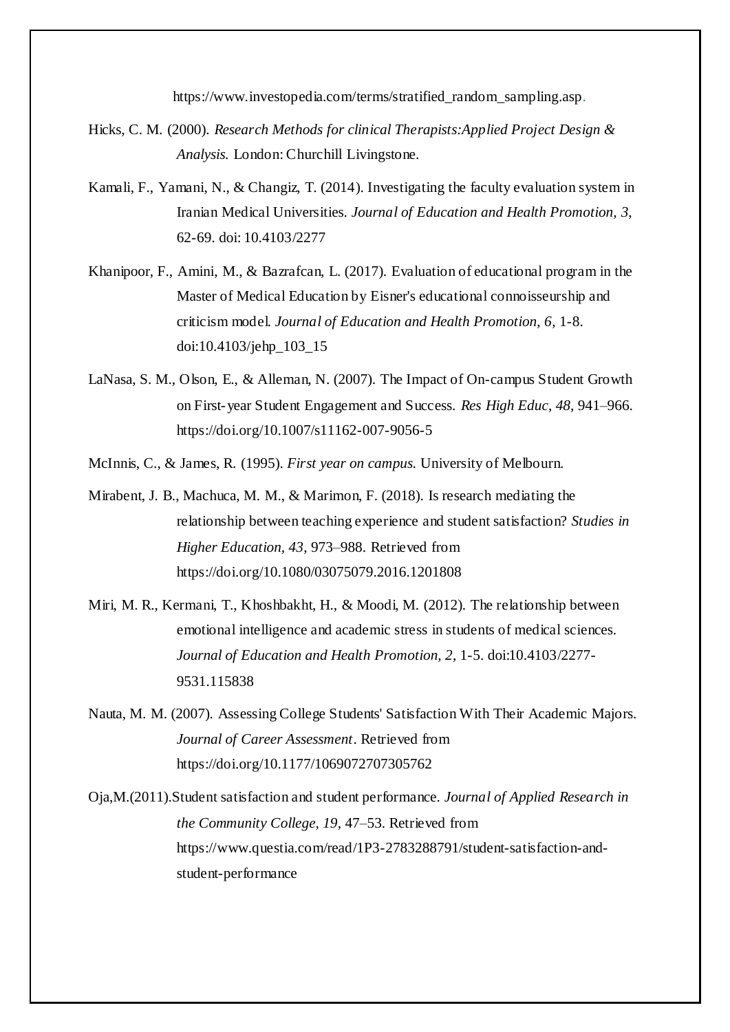https://www.investopedia.com/terms/stratified_random_sampling.asp.

Hicks, C. M. (2000). *Research Methods for clinical Therapists:Applied Project Design & Analysis.* London: Churchill Livingstone.

Kamali, F., Yamani, N., & Changiz, T. (2014). Investigating the faculty evaluation system in Iranian Medical Universities. *Journal of Education and Health Promotion, 3*, 62-69. doi: 10.4103/2277

Khanipoor, F., Amini, M., & Bazrafcan, L. (2017). Evaluation of educational program in the Master of Medical Education by Eisner's educational connoisseurship and criticism model. *Journal of Education and Health Promotion, 6*, 1-8. doi:10.4103/jehp_103_15

LaNasa, S. M., Olson, E., & Alleman, N. (2007). The Impact of On-campus Student Growth on First-year Student Engagement and Success. *Res High Educ*, *48*, 941–966. https://doi.org/10.1007/s11162-007-9056-5

McInnis, C., & James, R. (1995). *First year on campus.* University of Melbourn.

Mirabent, J. B., Machuca, M. M., & Marimon, F. (2018). Is research mediating the relationship between teaching experience and student satisfaction? *Studies in Higher Education*, *43*, 973–988. Retrieved from https://doi.org/10.1080/03075079.2016.1201808

Miri, M. R., Kermani, T., Khoshbakht, H., & Moodi, M. (2012). The relationship between emotional intelligence and academic stress in students of medical sciences. *Journal of Education and Health Promotion, 2*, 1-5. doi:10.4103/2277-9531.115838

Nauta, M. M. (2007). Assessing College Students' Satisfaction With Their Academic Majors. *Journal of Career Assessment*. Retrieved from https://doi.org/10.1177/1069072707305762

Oja,M.(2011).Student satisfaction and student performance. *Journal of Applied Research in the Community College, 19*, 47–53. Retrieved from https://www.questia.com/read/1P3-2783288791/student-satisfaction-and-student-performance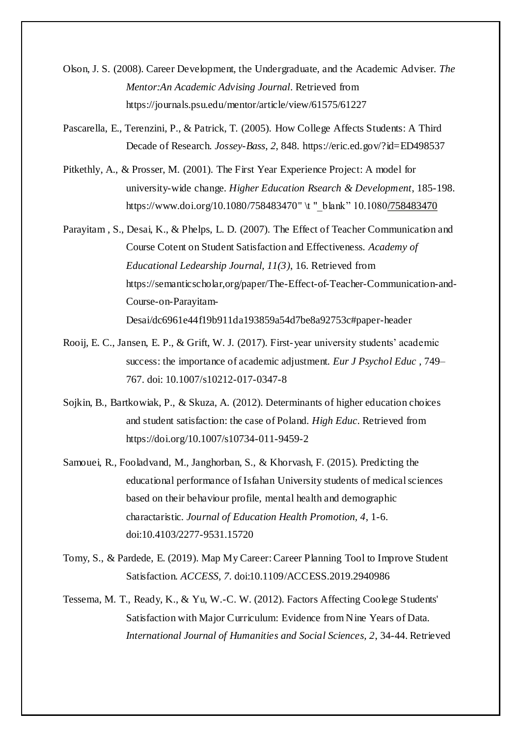Olson, J. S. (2008). Career Development, the Undergraduate, and the Academic Adviser. *The Mentor:An Academic Advising Journal*. Retrieved from https://journals.psu.edu/mentor/article/view/61575/61227

Pascarella, E., Terenzini, P., & Patrick, T. (2005). How College Affects Students: A Third Decade of Research. *Jossey-Bass*, *2*, 848. https://eric.ed.gov/?id=ED498537

Pitkethly, A., & Prosser, M. (2001). The First Year Experience Project: A model for university-wide change. *Higher Education Rsearch & Development*, 185-198. https://www.doi.org/10.1080/758483470" \t "_blank" 10.1080/758483470

Parayitam , S., Desai, K., & Phelps, L. D. (2007). The Effect of Teacher Communication and Course Cotent on Student Satisfaction and Effectiveness. *Academy of Educational Ledearship Journal, 11(3)*, 16. Retrieved from https://semanticscholar,org/paper/The-Effect-of-Teacher-Communication-and-Course-on-Parayitam-Desai/dc6961e44f19b911da193859a54d7be8a92753c#paper-header

Rooij, E. C., Jansen, E. P., & Grift, W. J. (2017). First-year university students' academic success: the importance of academic adjustment. *Eur J Psychol Educ* , 749–767. doi: 10.1007/s10212-017-0347-8

Sojkin, B., Bartkowiak, P., & Skuza, A. (2012). Determinants of higher education choices and student satisfaction: the case of Poland. *High Educ*. Retrieved from https://doi.org/10.1007/s10734-011-9459-2

Samouei, R., Fooladvand, M., Janghorban, S., & Khorvash, F. (2015). Predicting the educational performance of Isfahan University students of medical sciences based on their behaviour profile, mental health and demographic charactaristic. *Journal of Education Health Promotion*, *4*, 1-6. doi:10.4103/2277-9531.15720

Tomy, S., & Pardede, E. (2019). Map My Career: Career Planning Tool to Improve Student Satisfaction. *ACCESS, 7*. doi:10.1109/ACCESS.2019.2940986

Tessema, M. T., Ready, K., & Yu, W.-C. W. (2012). Factors Affecting Coolege Students' Satisfaction with Major Curriculum: Evidence from Nine Years of Data. *International Journal of Humanities and Social Sciences, 2*, 34-44. Retrieved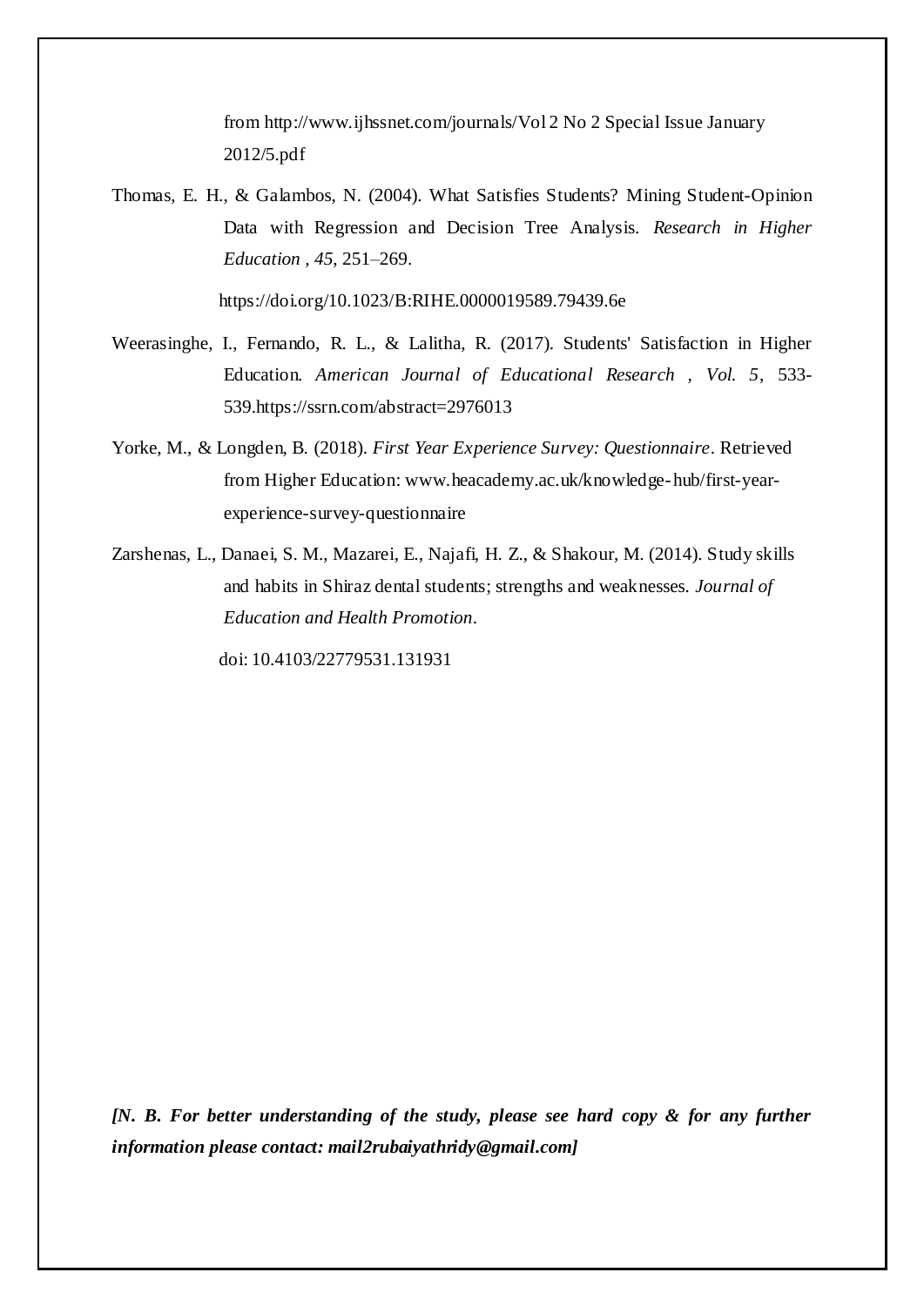from http://www.ijhssnet.com/journals/Vol 2 No 2 Special Issue January 2012/5.pdf

Thomas, E. H., & Galambos, N. (2004). What Satisfies Students? Mining Student-Opinion Data with Regression and Decision Tree Analysis. *Research in Higher Education , 45,* 251–269.

https://doi.org/10.1023/B:RIHE.0000019589.79439.6e

Weerasinghe, I., Fernando, R. L., & Lalitha, R. (2017). Students' Satisfaction in Higher Education. *American Journal of Educational Research , Vol. 5*, 533-539.https://ssrn.com/abstract=2976013

Yorke, M., & Longden, B. (2018). *First Year Experience Survey: Questionnaire*. Retrieved from Higher Education: www.heacademy.ac.uk/knowledge-hub/first-year-experience-survey-questionnaire

Zarshenas, L., Danaei, S. M., Mazarei, E., Najafi, H. Z., & Shakour, M. (2014). Study skills and habits in Shiraz dental students; strengths and weaknesses. *Journal of Education and Health Promotion*.

doi: 10.4103/22779531.131931

***[N. B. For better understanding of the study, please see hard copy & for any further information please contact: mail2rubaiyathridy@gmail.com]***